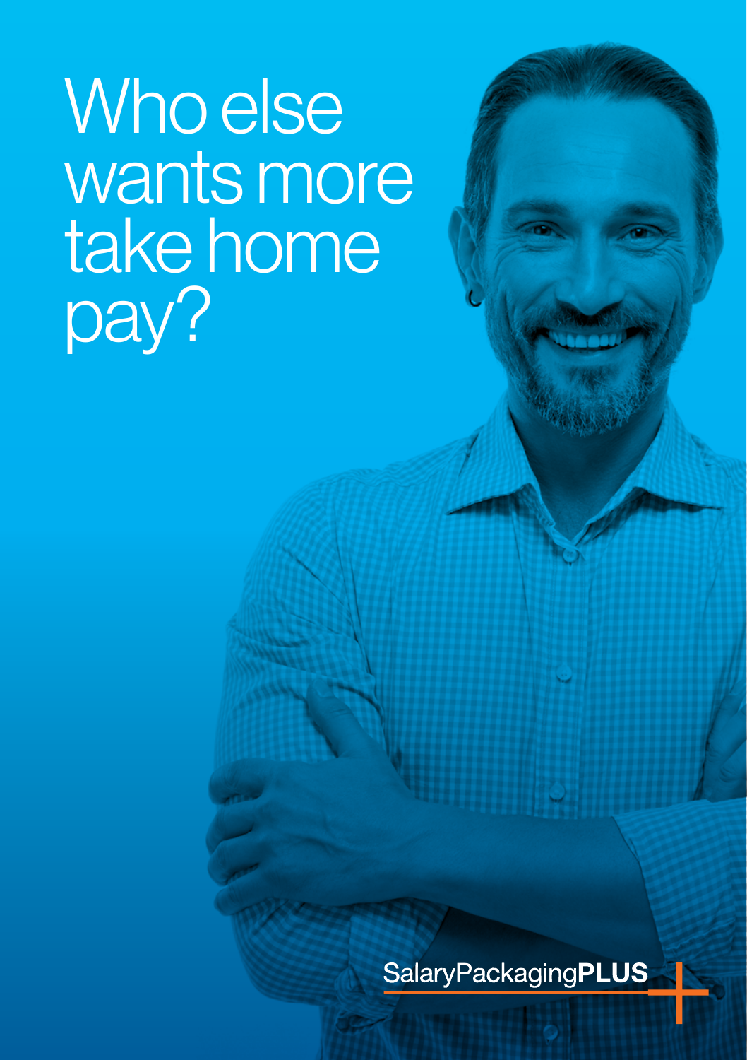# Who else wants more take home pay?

SalaryPackagingPLUS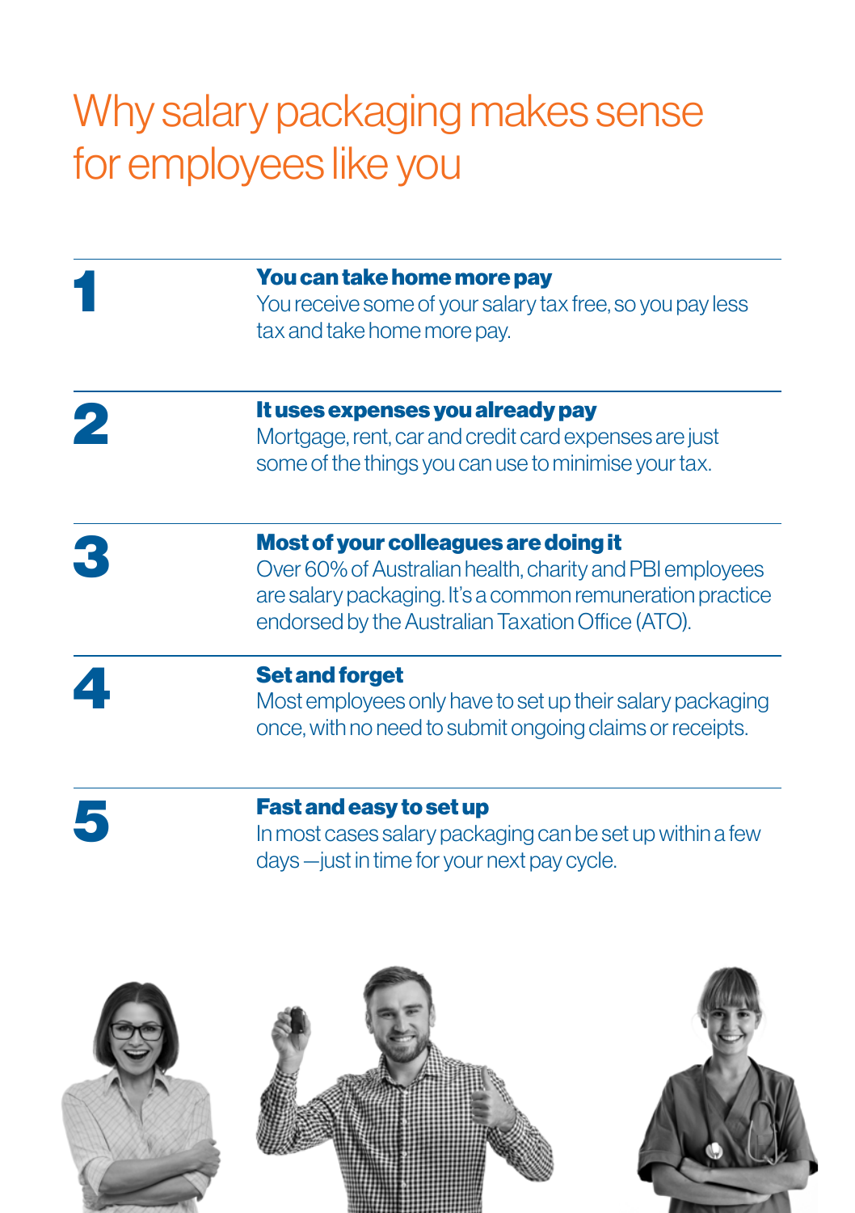# Why salary packaging makes sense for employees like you

**1**

**You can take home more pay**
You receive some of your salary tax free, so you pay less tax and take home more pay.

**2**

**It uses expenses you already pay**
Mortgage, rent, car and credit card expenses are just some of the things you can use to minimise your tax.

**3**

**Most of your colleagues are doing it**
Over 60% of Australian health, charity and PBI employees are salary packaging. It's a common remuneration practice endorsed by the Australian Taxation Office (ATO).

**4**

**Set and forget**
Most employees only have to set up their salary packaging once, with no need to submit ongoing claims or receipts.

**5**

**Fast and easy to set up**
In most cases salary packaging can be set up within a few days —just in time for your next pay cycle.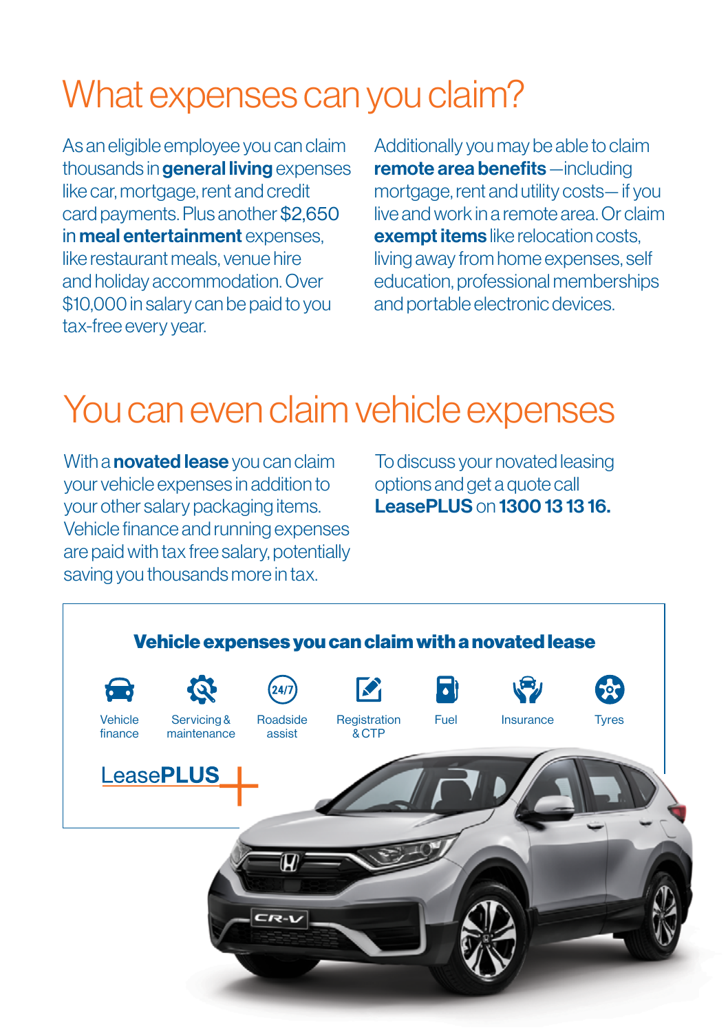# What expenses can you claim?

As an eligible employee you can claim thousands in **general living** expenses like car, mortgage, rent and credit card payments. Plus another $2,650 in **meal entertainment** expenses, like restaurant meals, venue hire and holiday accommodation. Over $10,000 in salary can be paid to you tax-free every year.

Additionally you may be able to claim **remote area benefits** —including mortgage, rent and utility costs— if you live and work in a remote area. Or claim **exempt items** like relocation costs, living away from home expenses, self education, professional memberships and portable electronic devices.

# You can even claim vehicle expenses

With a **novated lease** you can claim your vehicle expenses in addition to your other salary packaging items. Vehicle finance and running expenses are paid with tax free salary, potentially saving you thousands more in tax.

To discuss your novated leasing options and get a quote call **LeasePLUS** on **1300 13 13 16.**

**Vehicle expenses you can claim with a novated lease**

- Vehicle finance
- Servicing & maintenance
- Roadside assist
- Registration & CTP
- Fuel
- Insurance
- Tyres

LeasePLUS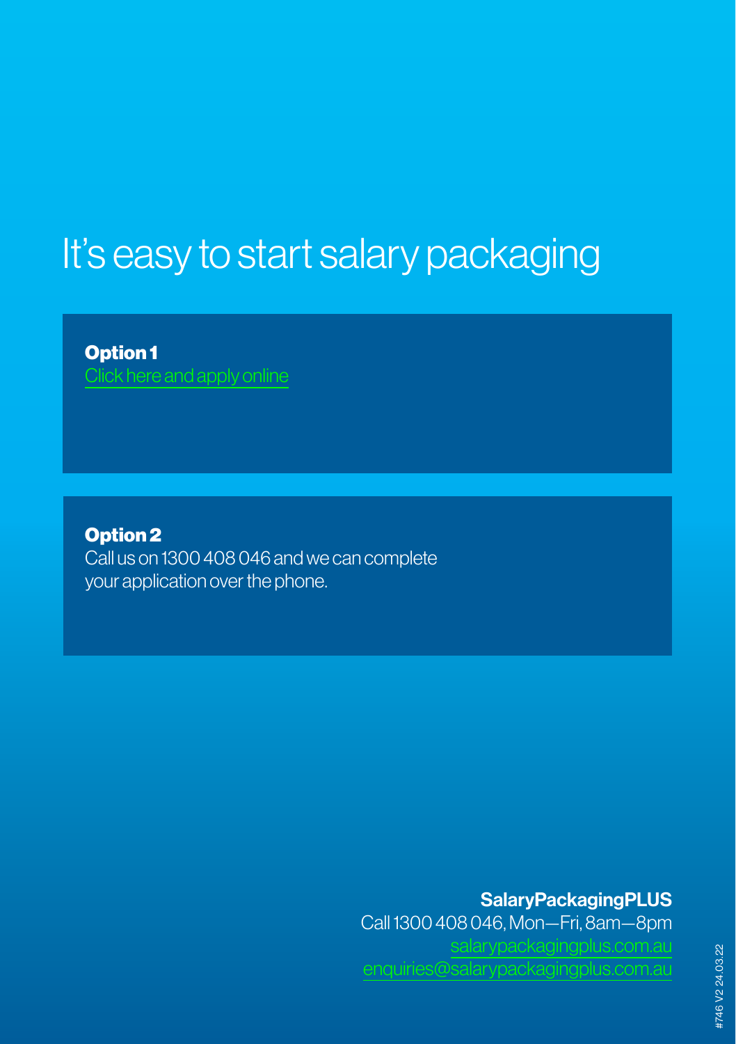# It's easy to start salary packaging

**Option 1**
Click here and apply online

**Option 2**
Call us on 1300 408 046 and we can complete your application over the phone.

**SalaryPackagingPLUS**
Call 1300 408 046, Mon—Fri, 8am—8pm
salarypackagingplus.com.au
enquiries@salarypackagingplus.com.au

#746 V2 24.03.22